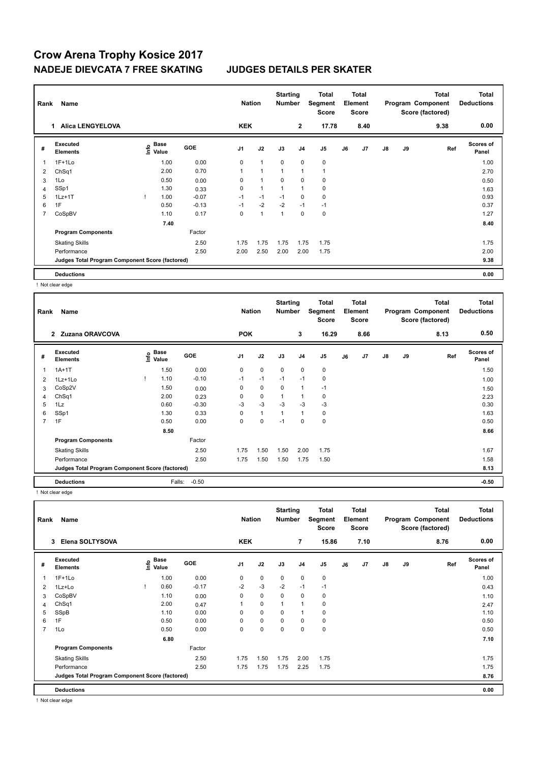# Crow Arena Trophy Kosice 2017

## NADEJE DIEVCATA 7 FREE SKATING JUDGES DETAILS PER SKATER

| Rank | Name | Nation | Starting Number | Total Segment Score | Total Element Score | Total Program Component Score (factored) | Total Deductions |
|---|---|---|---|---|---|---|---|
| 1 | Alica LENGYELOVA | KEK | 2 | 17.78 | 8.40 | 9.38 | 0.00 |

| # | Executed Elements | Info | Base Value | GOE | J1 | J2 | J3 | J4 | J5 | J6 | J7 | J8 | J9 | Ref | Scores of Panel |
|---|---|---|---|---|---|---|---|---|---|---|---|---|---|---|---|
| 1 | 1F+1Lo | | 1.00 | 0.00 | 0 | 1 | 0 | 0 | 0 | | | | | | 1.00 |
| 2 | ChSq1 | | 2.00 | 0.70 | 1 | 1 | 1 | 1 | 1 | | | | | | 2.70 |
| 3 | 1Lo | | 0.50 | 0.00 | 0 | 1 | 0 | 0 | 0 | | | | | | 0.50 |
| 4 | SSp1 | | 1.30 | 0.33 | 0 | 1 | 1 | 1 | 0 | | | | | | 1.63 |
| 5 | 1Lz+1T | ! | 1.00 | -0.07 | -1 | -1 | -1 | 0 | 0 | | | | | | 0.93 |
| 6 | 1F | | 0.50 | -0.13 | -1 | -2 | -2 | -1 | -1 | | | | | | 0.37 |
| 7 | CoSpBV | | 1.10 | 0.17 | 0 | 1 | 1 | 0 | 0 | | | | | | 1.27 |
| | | | 7.40 | | | | | | | | | | | | 8.40 |
| | Program Components | | | Factor | | | | | | | | | | | |
| | Skating Skills | | | 2.50 | 1.75 | 1.75 | 1.75 | 1.75 | 1.75 | | | | | | 1.75 |
| | Performance | | | 2.50 | 2.00 | 2.50 | 2.00 | 2.00 | 1.75 | | | | | | 2.00 |
| | Judges Total Program Component Score (factored) | | | | | | | | | | | | | | 9.38 |
| | Deductions | | | | | | | | | | | | | | 0.00 |

! Not clear edge

| Rank | Name | Nation | Starting Number | Total Segment Score | Total Element Score | Total Program Component Score (factored) | Total Deductions |
|---|---|---|---|---|---|---|---|
| 2 | Zuzana ORAVCOVA | POK | 3 | 16.29 | 8.66 | 8.13 | 0.50 |

| # | Executed Elements | Info | Base Value | GOE | J1 | J2 | J3 | J4 | J5 | J6 | J7 | J8 | J9 | Ref | Scores of Panel |
|---|---|---|---|---|---|---|---|---|---|---|---|---|---|---|---|
| 1 | 1A+1T | | 1.50 | 0.00 | 0 | 0 | 0 | 0 | 0 | | | | | | 1.50 |
| 2 | 1Lz+1Lo | ! | 1.10 | -0.10 | -1 | -1 | -1 | -1 | 0 | | | | | | 1.00 |
| 3 | CoSp2V | | 1.50 | 0.00 | 0 | 0 | 0 | 1 | -1 | | | | | | 1.50 |
| 4 | ChSq1 | | 2.00 | 0.23 | 0 | 0 | 1 | 1 | 0 | | | | | | 2.23 |
| 5 | 1Lz | | 0.60 | -0.30 | -3 | -3 | -3 | -3 | -3 | | | | | | 0.30 |
| 6 | SSp1 | | 1.30 | 0.33 | 0 | 1 | 1 | 1 | 0 | | | | | | 1.63 |
| 7 | 1F | | 0.50 | 0.00 | 0 | 0 | -1 | 0 | 0 | | | | | | 0.50 |
| | | | 8.50 | | | | | | | | | | | | 8.66 |
| | Program Components | | | Factor | | | | | | | | | | | |
| | Skating Skills | | | 2.50 | 1.75 | 1.50 | 1.50 | 2.00 | 1.75 | | | | | | 1.67 |
| | Performance | | | 2.50 | 1.75 | 1.50 | 1.50 | 1.75 | 1.50 | | | | | | 1.58 |
| | Judges Total Program Component Score (factored) | | | | | | | | | | | | | | 8.13 |
| | Deductions | | Falls: | -0.50 | | | | | | | | | | | -0.50 |

! Not clear edge

| Rank | Name | Nation | Starting Number | Total Segment Score | Total Element Score | Total Program Component Score (factored) | Total Deductions |
|---|---|---|---|---|---|---|---|
| 3 | Elena SOLTYSOVA | KEK | 7 | 15.86 | 7.10 | 8.76 | 0.00 |

| # | Executed Elements | Info | Base Value | GOE | J1 | J2 | J3 | J4 | J5 | J6 | J7 | J8 | J9 | Ref | Scores of Panel |
|---|---|---|---|---|---|---|---|---|---|---|---|---|---|---|---|
| 1 | 1F+1Lo | | 1.00 | 0.00 | 0 | 0 | 0 | 0 | 0 | | | | | | 1.00 |
| 2 | 1Lz+Lo | ! | 0.60 | -0.17 | -2 | -3 | -2 | -1 | -1 | | | | | | 0.43 |
| 3 | CoSpBV | | 1.10 | 0.00 | 0 | 0 | 0 | 0 | 0 | | | | | | 1.10 |
| 4 | ChSq1 | | 2.00 | 0.47 | 1 | 0 | 1 | 1 | 0 | | | | | | 2.47 |
| 5 | SSpB | | 1.10 | 0.00 | 0 | 0 | 0 | 1 | 0 | | | | | | 1.10 |
| 6 | 1F | | 0.50 | 0.00 | 0 | 0 | 0 | 0 | 0 | | | | | | 0.50 |
| 7 | 1Lo | | 0.50 | 0.00 | 0 | 0 | 0 | 0 | 0 | | | | | | 0.50 |
| | | | 6.80 | | | | | | | | | | | | 7.10 |
| | Program Components | | | Factor | | | | | | | | | | | |
| | Skating Skills | | | 2.50 | 1.75 | 1.50 | 1.75 | 2.00 | 1.75 | | | | | | 1.75 |
| | Performance | | | 2.50 | 1.75 | 1.75 | 1.75 | 2.25 | 1.75 | | | | | | 1.75 |
| | Judges Total Program Component Score (factored) | | | | | | | | | | | | | | 8.76 |
| | Deductions | | | | | | | | | | | | | | 0.00 |

! Not clear edge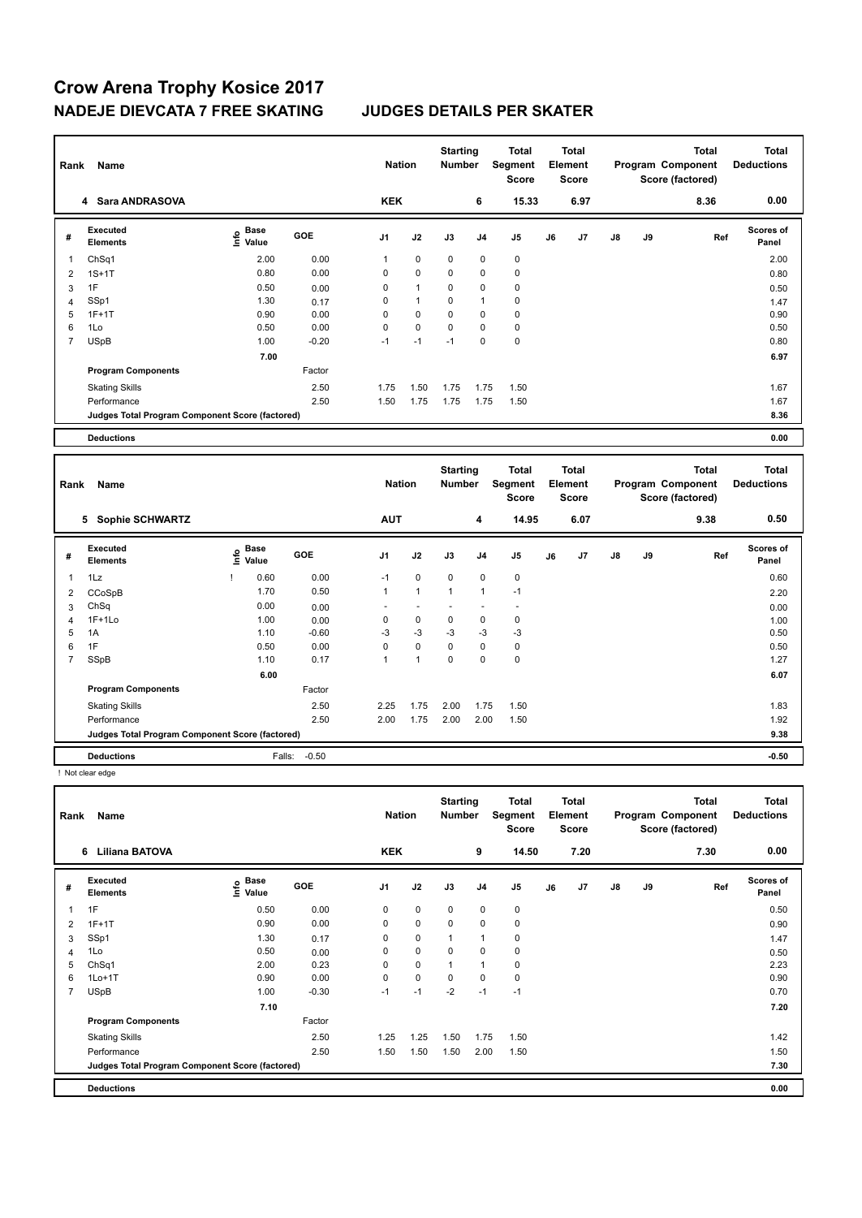# Crow Arena Trophy Kosice 2017

## NADEJE DIEVCATA 7 FREE SKATING JUDGES DETAILS PER SKATER

| Rank | Name | Nation | Starting Number | Total Segment Score | Total Element Score | Total Program Component Score (factored) | Total Deductions |
|---|---|---|---|---|---|---|---|
| 4 | Sara ANDRASOVA | KEK | 6 | 15.33 | 6.97 | 8.36 | 0.00 |

| # | Executed Elements | Info | Base Value | GOE | J1 | J2 | J3 | J4 | J5 | J6 | J7 | J8 | J9 | Ref | Scores of Panel |
|---|---|---|---|---|---|---|---|---|---|---|---|---|---|---|---|
| 1 | ChSq1 | | 2.00 | 0.00 | 1 | 0 | 0 | 0 | 0 | | | | | | 2.00 |
| 2 | 1S+1T | | 0.80 | 0.00 | 0 | 0 | 0 | 0 | 0 | | | | | | 0.80 |
| 3 | 1F | | 0.50 | 0.00 | 0 | 1 | 0 | 0 | 0 | | | | | | 0.50 |
| 4 | SSp1 | | 1.30 | 0.17 | 0 | 1 | 0 | 1 | 0 | | | | | | 1.47 |
| 5 | 1F+1T | | 0.90 | 0.00 | 0 | 0 | 0 | 0 | 0 | | | | | | 0.90 |
| 6 | 1Lo | | 0.50 | 0.00 | 0 | 0 | 0 | 0 | 0 | | | | | | 0.50 |
| 7 | USpB | | 1.00 | -0.20 | -1 | -1 | -1 | 0 | 0 | | | | | | 0.80 |
| | | | 7.00 | | | | | | | | | | | | 6.97 |
| | Program Components | | | Factor | | | | | | | | | | | |
| | Skating Skills | | | 2.50 | 1.75 | 1.50 | 1.75 | 1.75 | 1.50 | | | | | | 1.67 |
| | Performance | | | 2.50 | 1.50 | 1.75 | 1.75 | 1.75 | 1.50 | | | | | | 1.67 |
| | Judges Total Program Component Score (factored) | | | | | | | | | | | | | | 8.36 |
| | Deductions | | | | | | | | | | | | | | 0.00 |

| Rank | Name | Nation | Starting Number | Total Segment Score | Total Element Score | Total Program Component Score (factored) | Total Deductions |
|---|---|---|---|---|---|---|---|
| 5 | Sophie SCHWARTZ | AUT | 4 | 14.95 | 6.07 | 9.38 | 0.50 |

| # | Executed Elements | Info | Base Value | GOE | J1 | J2 | J3 | J4 | J5 | J6 | J7 | J8 | J9 | Ref | Scores of Panel |
|---|---|---|---|---|---|---|---|---|---|---|---|---|---|---|---|
| 1 | 1Lz | ! | 0.60 | 0.00 | -1 | 0 | 0 | 0 | 0 | | | | | | 0.60 |
| 2 | CCoSpB | | 1.70 | 0.50 | 1 | 1 | 1 | 1 | -1 | | | | | | 2.20 |
| 3 | ChSq | | 0.00 | 0.00 | - | - | - | - | - | | | | | | 0.00 |
| 4 | 1F+1Lo | | 1.00 | 0.00 | 0 | 0 | 0 | 0 | 0 | | | | | | 1.00 |
| 5 | 1A | | 1.10 | -0.60 | -3 | -3 | -3 | -3 | -3 | | | | | | 0.50 |
| 6 | 1F | | 0.50 | 0.00 | 0 | 0 | 0 | 0 | 0 | | | | | | 0.50 |
| 7 | SSpB | | 1.10 | 0.17 | 1 | 1 | 0 | 0 | 0 | | | | | | 1.27 |
| | | | 6.00 | | | | | | | | | | | | 6.07 |
| | Program Components | | | Factor | | | | | | | | | | | |
| | Skating Skills | | | 2.50 | 2.25 | 1.75 | 2.00 | 1.75 | 1.50 | | | | | | 1.83 |
| | Performance | | | 2.50 | 2.00 | 1.75 | 2.00 | 2.00 | 1.50 | | | | | | 1.92 |
| | Judges Total Program Component Score (factored) | | | | | | | | | | | | | | 9.38 |
| | Deductions | | Falls: | -0.50 | | | | | | | | | | | -0.50 |

! Not clear edge

| Rank | Name | Nation | Starting Number | Total Segment Score | Total Element Score | Total Program Component Score (factored) | Total Deductions |
|---|---|---|---|---|---|---|---|
| 6 | Liliana BATOVA | KEK | 9 | 14.50 | 7.20 | 7.30 | 0.00 |

| # | Executed Elements | Info | Base Value | GOE | J1 | J2 | J3 | J4 | J5 | J6 | J7 | J8 | J9 | Ref | Scores of Panel |
|---|---|---|---|---|---|---|---|---|---|---|---|---|---|---|---|
| 1 | 1F | | 0.50 | 0.00 | 0 | 0 | 0 | 0 | 0 | | | | | | 0.50 |
| 2 | 1F+1T | | 0.90 | 0.00 | 0 | 0 | 0 | 0 | 0 | | | | | | 0.90 |
| 3 | SSp1 | | 1.30 | 0.17 | 0 | 0 | 1 | 1 | 0 | | | | | | 1.47 |
| 4 | 1Lo | | 0.50 | 0.00 | 0 | 0 | 0 | 0 | 0 | | | | | | 0.50 |
| 5 | ChSq1 | | 2.00 | 0.23 | 0 | 0 | 1 | 1 | 0 | | | | | | 2.23 |
| 6 | 1Lo+1T | | 0.90 | 0.00 | 0 | 0 | 0 | 0 | 0 | | | | | | 0.90 |
| 7 | USpB | | 1.00 | -0.30 | -1 | -1 | -2 | -1 | -1 | | | | | | 0.70 |
| | | | 7.10 | | | | | | | | | | | | 7.20 |
| | Program Components | | | Factor | | | | | | | | | | | |
| | Skating Skills | | | 2.50 | 1.25 | 1.25 | 1.50 | 1.75 | 1.50 | | | | | | 1.42 |
| | Performance | | | 2.50 | 1.50 | 1.50 | 1.50 | 2.00 | 1.50 | | | | | | 1.50 |
| | Judges Total Program Component Score (factored) | | | | | | | | | | | | | | 7.30 |
| | Deductions | | | | | | | | | | | | | | 0.00 |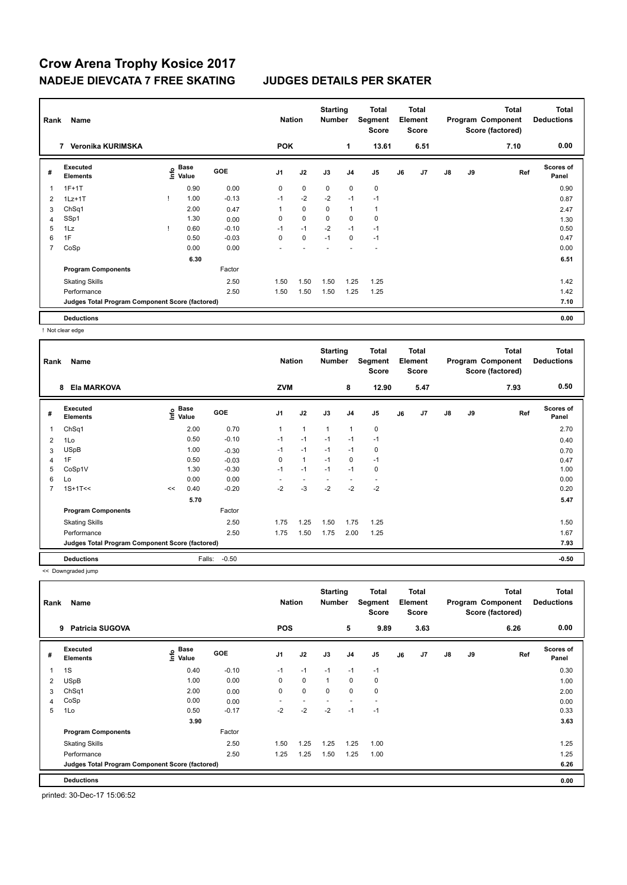# Crow Arena Trophy Kosice 2017

## NADEJE DIEVCATA 7 FREE SKATING — JUDGES DETAILS PER SKATER

| Rank | Name | Nation | Starting Number | Total Segment Score | Total Element Score | Total Program Component Score (factored) | Total Deductions |
|---|---|---|---|---|---|---|---|
| 7 | Veronika KURIMSKA | POK | 1 | 13.61 | 6.51 | 7.10 | 0.00 |

| # | Executed Elements | Info | Base Value | GOE | J1 | J2 | J3 | J4 | J5 | J6 | J7 | J8 | J9 | Ref | Scores of Panel |
|---|---|---|---|---|---|---|---|---|---|---|---|---|---|---|---|
| 1 | 1F+1T | | 0.90 | 0.00 | 0 | 0 | 0 | 0 | 0 | | | | | | 0.90 |
| 2 | 1Lz+1T | ! | 1.00 | -0.13 | -1 | -2 | -2 | -1 | -1 | | | | | | 0.87 |
| 3 | ChSq1 | | 2.00 | 0.47 | 1 | 0 | 0 | 1 | 1 | | | | | | 2.47 |
| 4 | SSp1 | | 1.30 | 0.00 | 0 | 0 | 0 | 0 | 0 | | | | | | 1.30 |
| 5 | 1Lz | ! | 0.60 | -0.10 | -1 | -1 | -2 | -1 | -1 | | | | | | 0.50 |
| 6 | 1F | | 0.50 | -0.03 | 0 | 0 | -1 | 0 | -1 | | | | | | 0.47 |
| 7 | CoSp | | 0.00 | 0.00 | - | - | - | - | - | | | | | | 0.00 |
| | | | 6.30 | | | | | | | | | | | | 6.51 |
| | Program Components | | | Factor | | | | | | | | | | | |
| | Skating Skills | | | 2.50 | 1.50 | 1.50 | 1.50 | 1.25 | 1.25 | | | | | | 1.42 |
| | Performance | | | 2.50 | 1.50 | 1.50 | 1.50 | 1.25 | 1.25 | | | | | | 1.42 |
| | Judges Total Program Component Score (factored) | | | | | | | | | | | | | | 7.10 |
| | Deductions | | | | | | | | | | | | | | 0.00 |

! Not clear edge

| Rank | Name | Nation | Starting Number | Total Segment Score | Total Element Score | Total Program Component Score (factored) | Total Deductions |
|---|---|---|---|---|---|---|---|
| 8 | Ela MARKOVA | ZVM | 8 | 12.90 | 5.47 | 7.93 | 0.50 |

| # | Executed Elements | Info | Base Value | GOE | J1 | J2 | J3 | J4 | J5 | J6 | J7 | J8 | J9 | Ref | Scores of Panel |
|---|---|---|---|---|---|---|---|---|---|---|---|---|---|---|---|
| 1 | ChSq1 | | 2.00 | 0.70 | 1 | 1 | 1 | 1 | 0 | | | | | | 2.70 |
| 2 | 1Lo | | 0.50 | -0.10 | -1 | -1 | -1 | -1 | -1 | | | | | | 0.40 |
| 3 | USpB | | 1.00 | -0.30 | -1 | -1 | -1 | -1 | 0 | | | | | | 0.70 |
| 4 | 1F | | 0.50 | -0.03 | 0 | 1 | -1 | 0 | -1 | | | | | | 0.47 |
| 5 | CoSp1V | | 1.30 | -0.30 | -1 | -1 | -1 | -1 | 0 | | | | | | 1.00 |
| 6 | Lo | | 0.00 | 0.00 | - | - | - | - | - | | | | | | 0.00 |
| 7 | 1S+1T<< | << | 0.40 | -0.20 | -2 | -3 | -2 | -2 | -2 | | | | | | 0.20 |
| | | | 5.70 | | | | | | | | | | | | 5.47 |
| | Program Components | | | Factor | | | | | | | | | | | |
| | Skating Skills | | | 2.50 | 1.75 | 1.25 | 1.50 | 1.75 | 1.25 | | | | | | 1.50 |
| | Performance | | | 2.50 | 1.75 | 1.50 | 1.75 | 2.00 | 1.25 | | | | | | 1.67 |
| | Judges Total Program Component Score (factored) | | | | | | | | | | | | | | 7.93 |
| | Deductions | | Falls: | -0.50 | | | | | | | | | | | -0.50 |

<< Downgraded jump

| Rank | Name | Nation | Starting Number | Total Segment Score | Total Element Score | Total Program Component Score (factored) | Total Deductions |
|---|---|---|---|---|---|---|---|
| 9 | Patricia SUGOVA | POS | 5 | 9.89 | 3.63 | 6.26 | 0.00 |

| # | Executed Elements | Info | Base Value | GOE | J1 | J2 | J3 | J4 | J5 | J6 | J7 | J8 | J9 | Ref | Scores of Panel |
|---|---|---|---|---|---|---|---|---|---|---|---|---|---|---|---|
| 1 | 1S | | 0.40 | -0.10 | -1 | -1 | -1 | -1 | -1 | | | | | | 0.30 |
| 2 | USpB | | 1.00 | 0.00 | 0 | 0 | 1 | 0 | 0 | | | | | | 1.00 |
| 3 | ChSq1 | | 2.00 | 0.00 | 0 | 0 | 0 | 0 | 0 | | | | | | 2.00 |
| 4 | CoSp | | 0.00 | 0.00 | - | - | - | - | - | | | | | | 0.00 |
| 5 | 1Lo | | 0.50 | -0.17 | -2 | -2 | -2 | -1 | -1 | | | | | | 0.33 |
| | | | 3.90 | | | | | | | | | | | | 3.63 |
| | Program Components | | | Factor | | | | | | | | | | | |
| | Skating Skills | | | 2.50 | 1.50 | 1.25 | 1.25 | 1.25 | 1.00 | | | | | | 1.25 |
| | Performance | | | 2.50 | 1.25 | 1.25 | 1.50 | 1.25 | 1.00 | | | | | | 1.25 |
| | Judges Total Program Component Score (factored) | | | | | | | | | | | | | | 6.26 |
| | Deductions | | | | | | | | | | | | | | 0.00 |

printed: 30-Dec-17 15:06:52